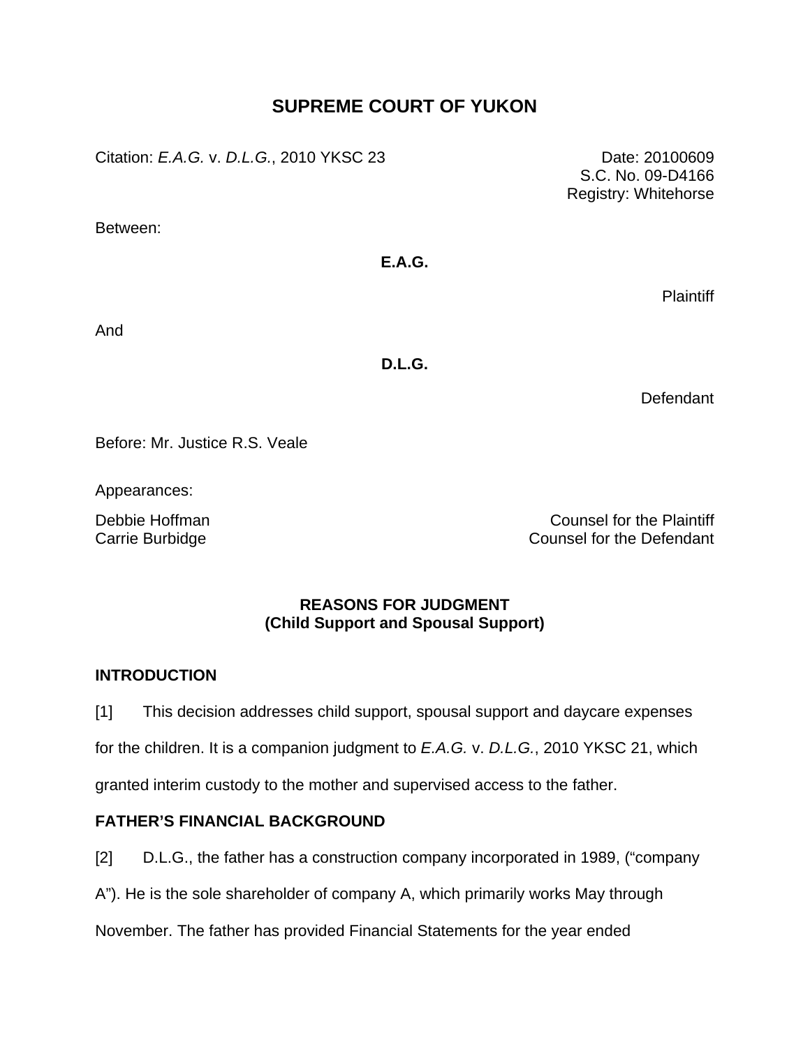# SUPREME COURT OF YUKON

Citation: *E.A.G.* v. *D.L.G.*, 2010 YKSC 23

Date: 20100609
S.C. No. 09-D4166
Registry: Whitehorse

Between:

**E.A.G.**

Plaintiff

And

**D.L.G.**

Defendant

Before: Mr. Justice R.S. Veale

Appearances:

Debbie Hoffman — Counsel for the Plaintiff
Carrie Burbidge — Counsel for the Defendant

**REASONS FOR JUDGMENT**
**(Child Support and Spousal Support)**

## INTRODUCTION

[1] This decision addresses child support, spousal support and daycare expenses for the children. It is a companion judgment to *E.A.G.* v. *D.L.G.*, 2010 YKSC 21, which granted interim custody to the mother and supervised access to the father.

## FATHER'S FINANCIAL BACKGROUND

[2] D.L.G., the father has a construction company incorporated in 1989, ("company A"). He is the sole shareholder of company A, which primarily works May through November. The father has provided Financial Statements for the year ended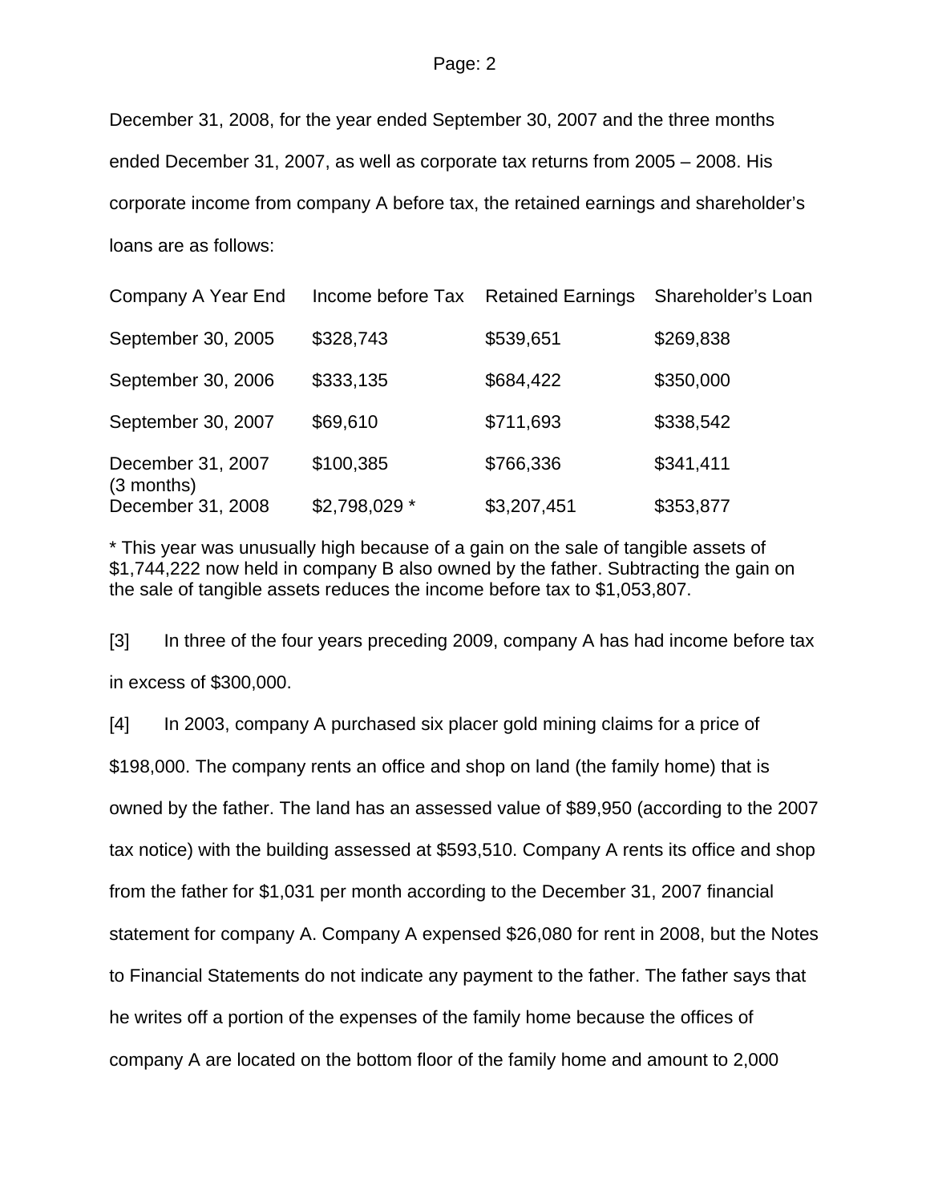December 31, 2008, for the year ended September 30, 2007 and the three months ended December 31, 2007, as well as corporate tax returns from 2005 – 2008. His corporate income from company A before tax, the retained earnings and shareholder's loans are as follows:

| Company A Year End | Income before Tax | Retained Earnings | Shareholder's Loan |
|---|---|---|---|
| September 30, 2005 | $328,743 | $539,651 | $269,838 |
| September 30, 2006 | $333,135 | $684,422 | $350,000 |
| September 30, 2007 | $69,610 | $711,693 | $338,542 |
| December 31, 2007 (3 months) | $100,385 | $766,336 | $341,411 |
| December 31, 2008 | $2,798,029 * | $3,207,451 | $353,877 |

* This year was unusually high because of a gain on the sale of tangible assets of $1,744,222 now held in company B also owned by the father. Subtracting the gain on the sale of tangible assets reduces the income before tax to $1,053,807.

[3] In three of the four years preceding 2009, company A has had income before tax in excess of $300,000.

[4] In 2003, company A purchased six placer gold mining claims for a price of $198,000. The company rents an office and shop on land (the family home) that is owned by the father. The land has an assessed value of $89,950 (according to the 2007 tax notice) with the building assessed at $593,510. Company A rents its office and shop from the father for $1,031 per month according to the December 31, 2007 financial statement for company A. Company A expensed $26,080 for rent in 2008, but the Notes to Financial Statements do not indicate any payment to the father. The father says that he writes off a portion of the expenses of the family home because the offices of company A are located on the bottom floor of the family home and amount to 2,000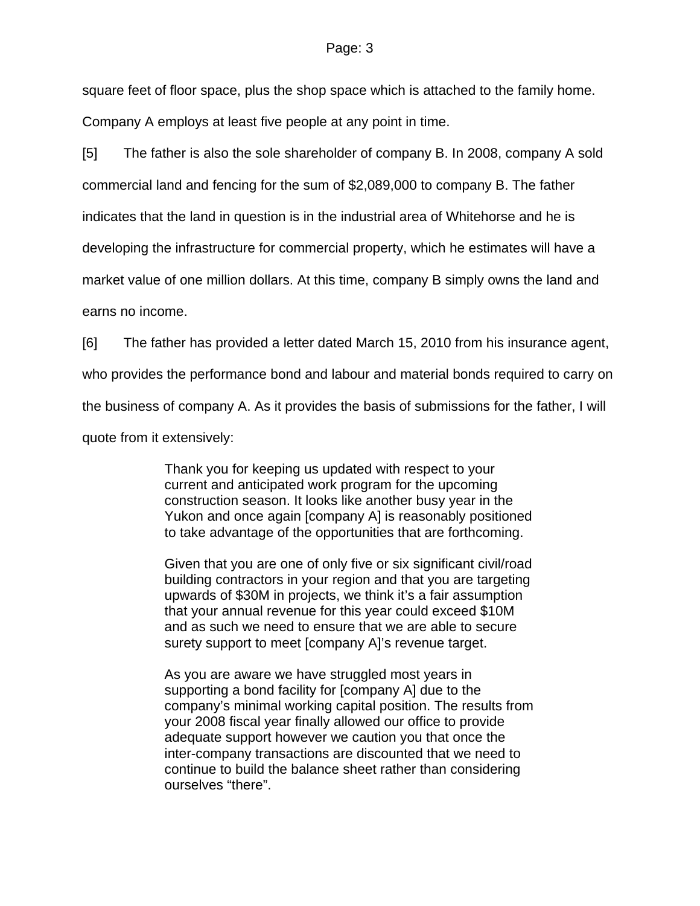square feet of floor space, plus the shop space which is attached to the family home. Company A employs at least five people at any point in time.

[5] The father is also the sole shareholder of company B. In 2008, company A sold commercial land and fencing for the sum of $2,089,000 to company B. The father indicates that the land in question is in the industrial area of Whitehorse and he is developing the infrastructure for commercial property, which he estimates will have a market value of one million dollars. At this time, company B simply owns the land and earns no income.

[6] The father has provided a letter dated March 15, 2010 from his insurance agent, who provides the performance bond and labour and material bonds required to carry on the business of company A. As it provides the basis of submissions for the father, I will quote from it extensively:

> Thank you for keeping us updated with respect to your current and anticipated work program for the upcoming construction season. It looks like another busy year in the Yukon and once again [company A] is reasonably positioned to take advantage of the opportunities that are forthcoming.
>
> Given that you are one of only five or six significant civil/road building contractors in your region and that you are targeting upwards of $30M in projects, we think it's a fair assumption that your annual revenue for this year could exceed $10M and as such we need to ensure that we are able to secure surety support to meet [company A]'s revenue target.
>
> As you are aware we have struggled most years in supporting a bond facility for [company A] due to the company's minimal working capital position. The results from your 2008 fiscal year finally allowed our office to provide adequate support however we caution you that once the inter-company transactions are discounted that we need to continue to build the balance sheet rather than considering ourselves "there".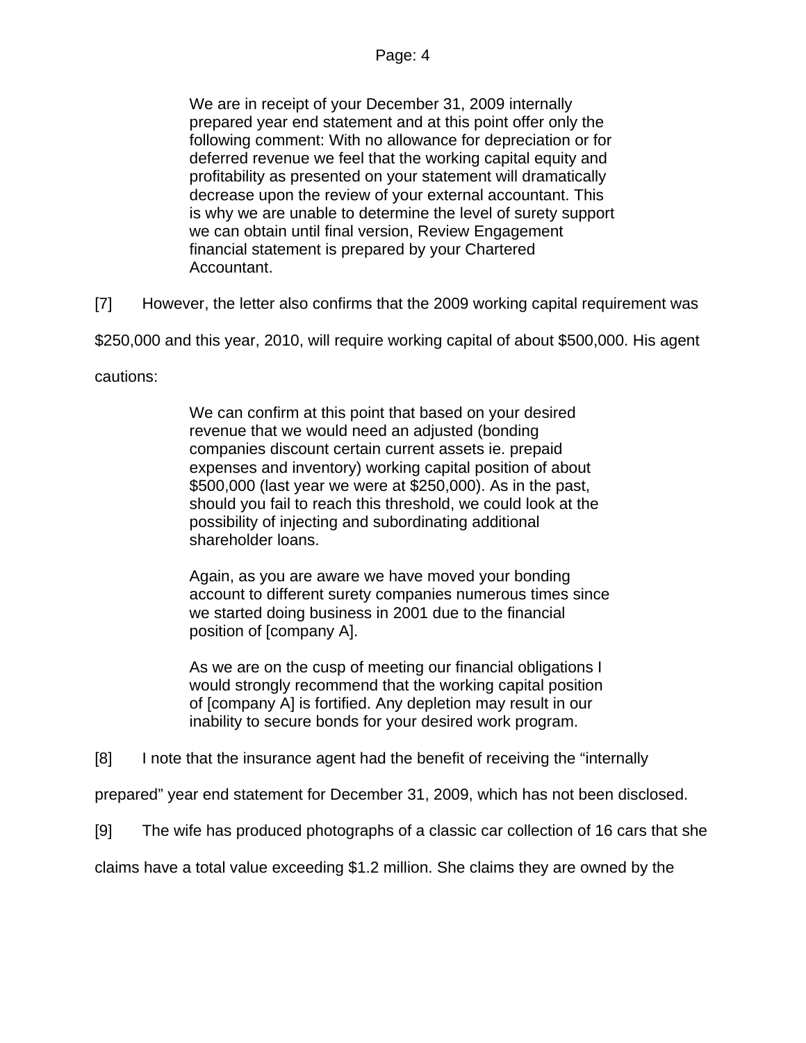> We are in receipt of your December 31, 2009 internally prepared year end statement and at this point offer only the following comment: With no allowance for depreciation or for deferred revenue we feel that the working capital equity and profitability as presented on your statement will dramatically decrease upon the review of your external accountant. This is why we are unable to determine the level of surety support we can obtain until final version, Review Engagement financial statement is prepared by your Chartered Accountant.

[7] However, the letter also confirms that the 2009 working capital requirement was $250,000 and this year, 2010, will require working capital of about $500,000. His agent cautions:

> We can confirm at this point that based on your desired revenue that we would need an adjusted (bonding companies discount certain current assets ie. prepaid expenses and inventory) working capital position of about $500,000 (last year we were at $250,000). As in the past, should you fail to reach this threshold, we could look at the possibility of injecting and subordinating additional shareholder loans.
>
> Again, as you are aware we have moved your bonding account to different surety companies numerous times since we started doing business in 2001 due to the financial position of [company A].
>
> As we are on the cusp of meeting our financial obligations I would strongly recommend that the working capital position of [company A] is fortified. Any depletion may result in our inability to secure bonds for your desired work program.

[8] I note that the insurance agent had the benefit of receiving the "internally prepared" year end statement for December 31, 2009, which has not been disclosed.

[9] The wife has produced photographs of a classic car collection of 16 cars that she claims have a total value exceeding $1.2 million. She claims they are owned by the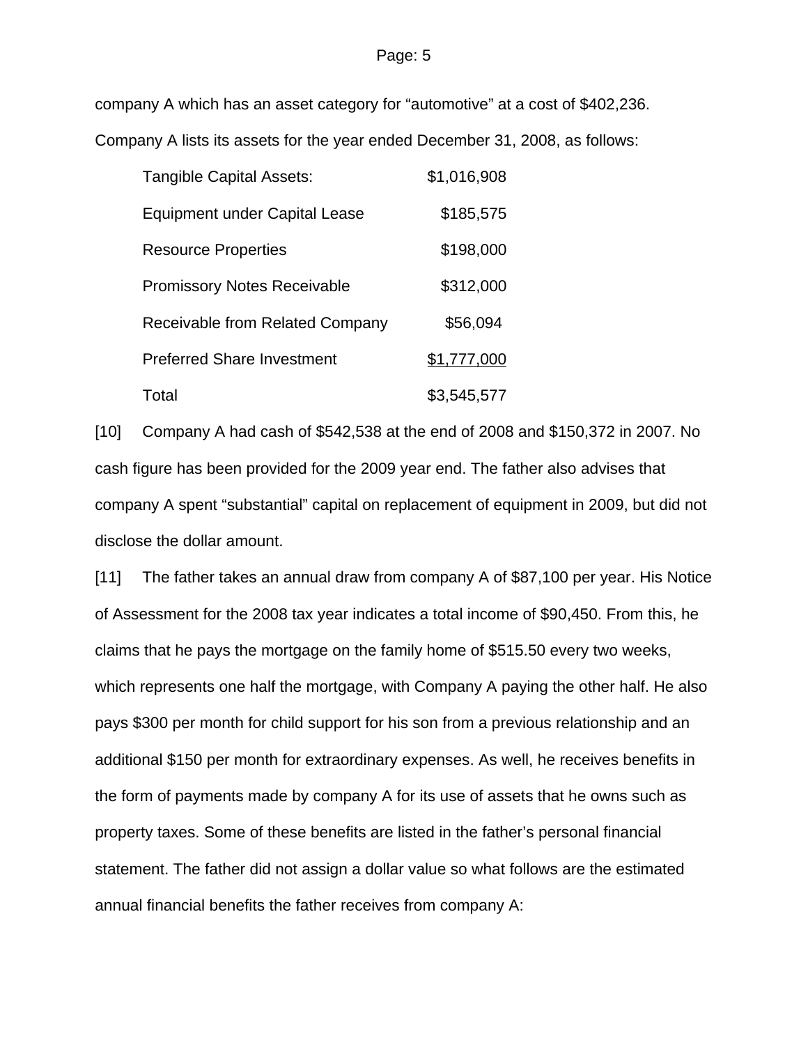company A which has an asset category for "automotive" at a cost of $402,236. Company A lists its assets for the year ended December 31, 2008, as follows:

| | |
|---|---|
| Tangible Capital Assets: | $1,016,908 |
| Equipment under Capital Lease | $185,575 |
| Resource Properties | $198,000 |
| Promissory Notes Receivable | $312,000 |
| Receivable from Related Company | $56,094 |
| Preferred Share Investment | $1,777,000 |
| Total | $3,545,577 |

[10] Company A had cash of $542,538 at the end of 2008 and $150,372 in 2007. No cash figure has been provided for the 2009 year end. The father also advises that company A spent "substantial" capital on replacement of equipment in 2009, but did not disclose the dollar amount.

[11] The father takes an annual draw from company A of $87,100 per year. His Notice of Assessment for the 2008 tax year indicates a total income of $90,450. From this, he claims that he pays the mortgage on the family home of $515.50 every two weeks, which represents one half the mortgage, with Company A paying the other half. He also pays $300 per month for child support for his son from a previous relationship and an additional $150 per month for extraordinary expenses. As well, he receives benefits in the form of payments made by company A for its use of assets that he owns such as property taxes. Some of these benefits are listed in the father's personal financial statement. The father did not assign a dollar value so what follows are the estimated annual financial benefits the father receives from company A: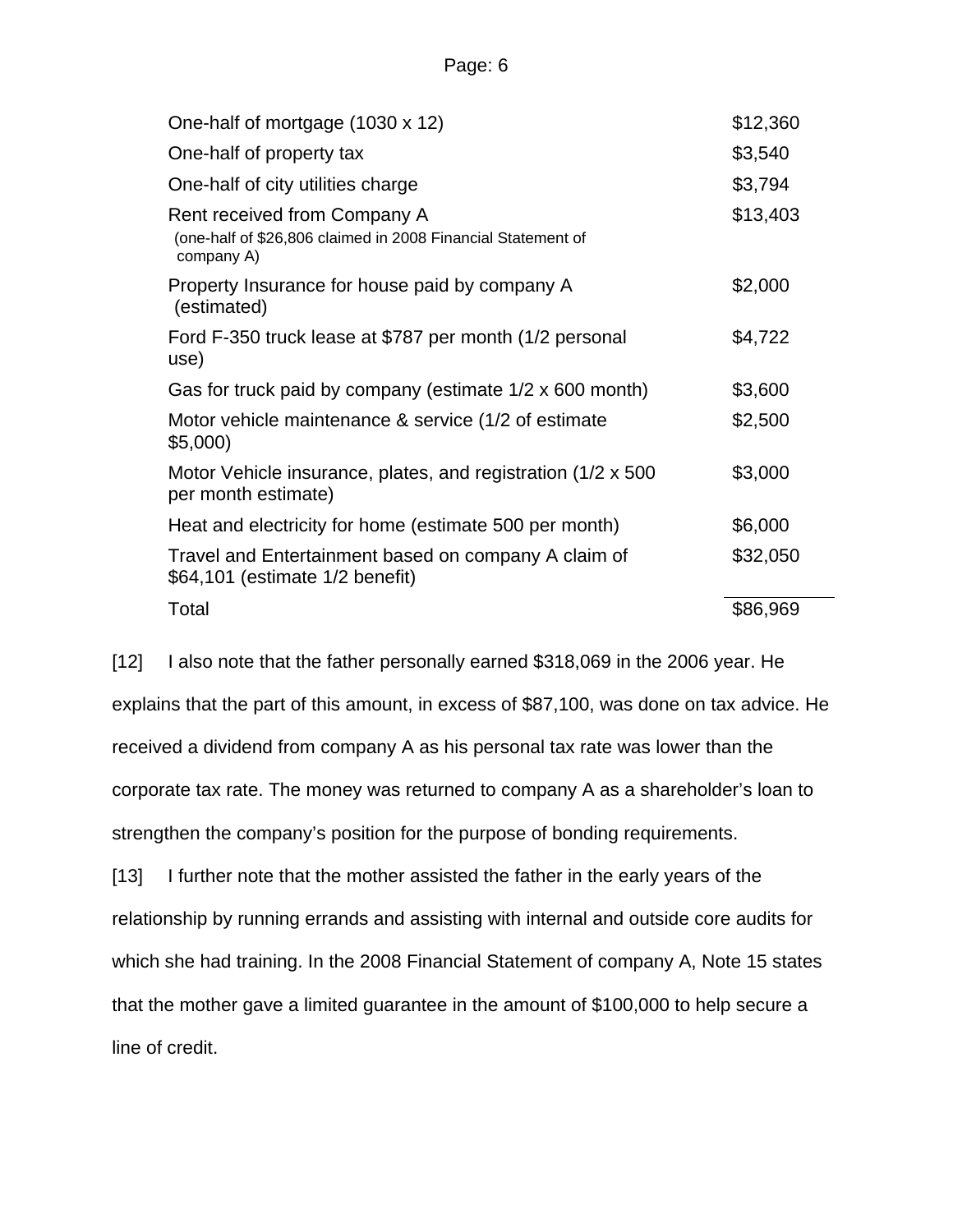| | |
|---|---|
| One-half of mortgage (1030 x 12) | $12,360 |
| One-half of property tax | $3,540 |
| One-half of city utilities charge | $3,794 |
| Rent received from Company A (one-half of $26,806 claimed in 2008 Financial Statement of company A) | $13,403 |
| Property Insurance for house paid by company A (estimated) | $2,000 |
| Ford F-350 truck lease at $787 per month (1/2 personal use) | $4,722 |
| Gas for truck paid by company (estimate 1/2 x 600 month) | $3,600 |
| Motor vehicle maintenance & service (1/2 of estimate $5,000) | $2,500 |
| Motor Vehicle insurance, plates, and registration (1/2 x 500 per month estimate) | $3,000 |
| Heat and electricity for home (estimate 500 per month) | $6,000 |
| Travel and Entertainment based on company A claim of $64,101 (estimate 1/2 benefit) | $32,050 |
| Total | $86,969 |

[12] I also note that the father personally earned $318,069 in the 2006 year. He explains that the part of this amount, in excess of $87,100, was done on tax advice. He received a dividend from company A as his personal tax rate was lower than the corporate tax rate. The money was returned to company A as a shareholder's loan to strengthen the company's position for the purpose of bonding requirements.

[13] I further note that the mother assisted the father in the early years of the relationship by running errands and assisting with internal and outside core audits for which she had training. In the 2008 Financial Statement of company A, Note 15 states that the mother gave a limited guarantee in the amount of $100,000 to help secure a line of credit.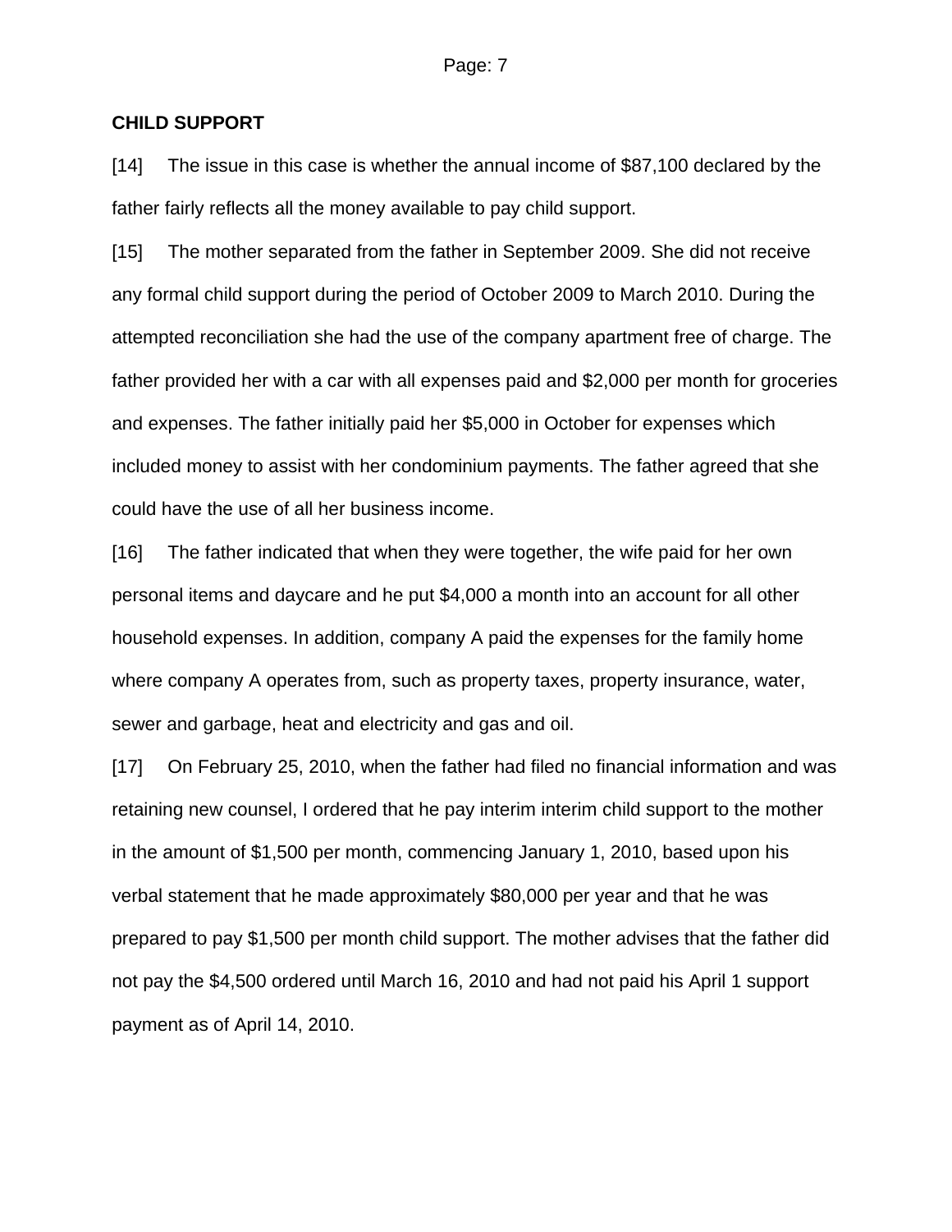**CHILD SUPPORT**

[14] The issue in this case is whether the annual income of $87,100 declared by the father fairly reflects all the money available to pay child support.

[15] The mother separated from the father in September 2009. She did not receive any formal child support during the period of October 2009 to March 2010. During the attempted reconciliation she had the use of the company apartment free of charge. The father provided her with a car with all expenses paid and $2,000 per month for groceries and expenses. The father initially paid her $5,000 in October for expenses which included money to assist with her condominium payments. The father agreed that she could have the use of all her business income.

[16] The father indicated that when they were together, the wife paid for her own personal items and daycare and he put $4,000 a month into an account for all other household expenses. In addition, company A paid the expenses for the family home where company A operates from, such as property taxes, property insurance, water, sewer and garbage, heat and electricity and gas and oil.

[17] On February 25, 2010, when the father had filed no financial information and was retaining new counsel, I ordered that he pay interim interim child support to the mother in the amount of $1,500 per month, commencing January 1, 2010, based upon his verbal statement that he made approximately $80,000 per year and that he was prepared to pay $1,500 per month child support. The mother advises that the father did not pay the $4,500 ordered until March 16, 2010 and had not paid his April 1 support payment as of April 14, 2010.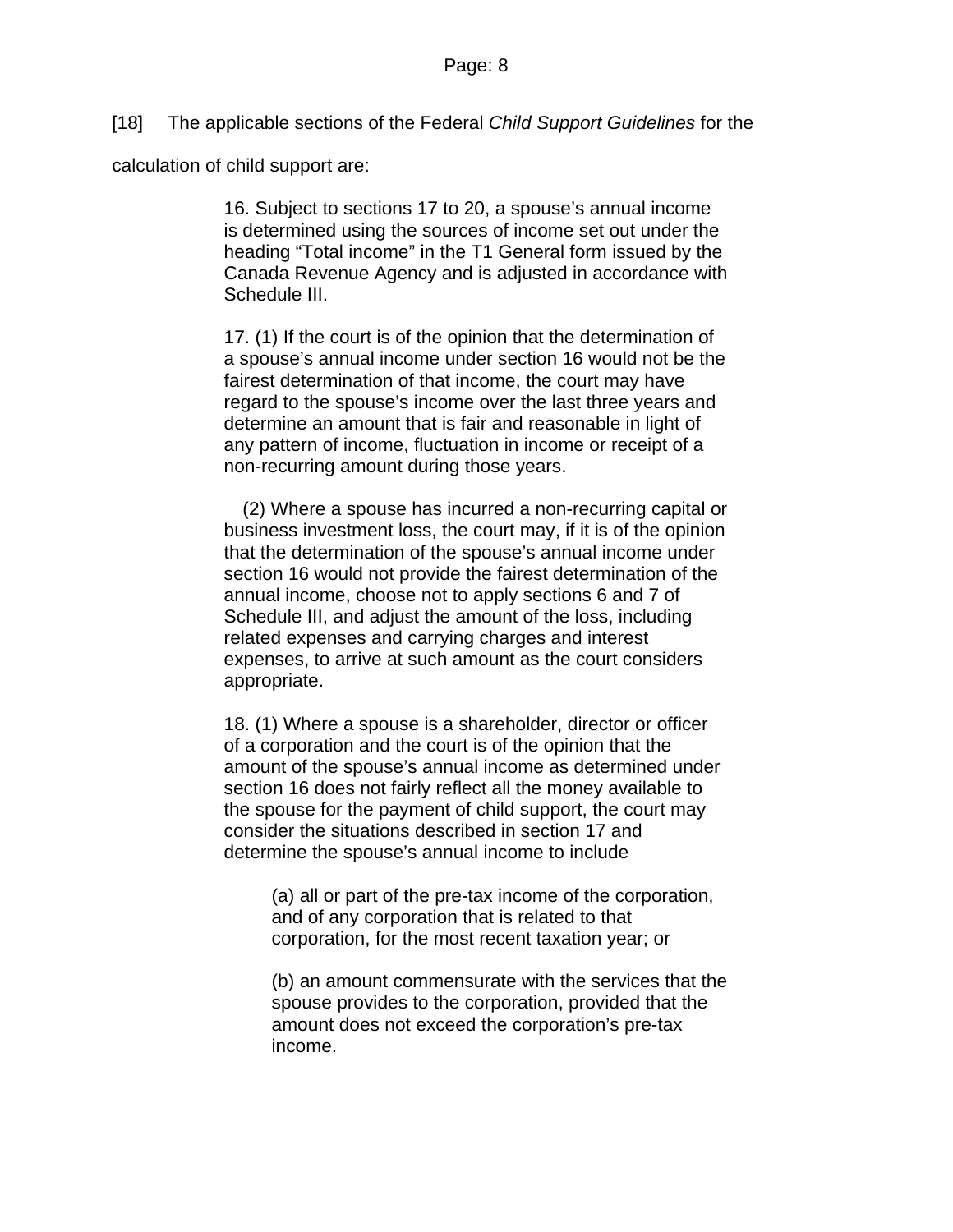[18] The applicable sections of the Federal *Child Support Guidelines* for the calculation of child support are:

> 16. Subject to sections 17 to 20, a spouse's annual income is determined using the sources of income set out under the heading "Total income" in the T1 General form issued by the Canada Revenue Agency and is adjusted in accordance with Schedule III.
>
> 17. (1) If the court is of the opinion that the determination of a spouse's annual income under section 16 would not be the fairest determination of that income, the court may have regard to the spouse's income over the last three years and determine an amount that is fair and reasonable in light of any pattern of income, fluctuation in income or receipt of a non-recurring amount during those years.
>
> (2) Where a spouse has incurred a non-recurring capital or business investment loss, the court may, if it is of the opinion that the determination of the spouse's annual income under section 16 would not provide the fairest determination of the annual income, choose not to apply sections 6 and 7 of Schedule III, and adjust the amount of the loss, including related expenses and carrying charges and interest expenses, to arrive at such amount as the court considers appropriate.
>
> 18. (1) Where a spouse is a shareholder, director or officer of a corporation and the court is of the opinion that the amount of the spouse's annual income as determined under section 16 does not fairly reflect all the money available to the spouse for the payment of child support, the court may consider the situations described in section 17 and determine the spouse's annual income to include
>
> > (a) all or part of the pre-tax income of the corporation, and of any corporation that is related to that corporation, for the most recent taxation year; or
> >
> > (b) an amount commensurate with the services that the spouse provides to the corporation, provided that the amount does not exceed the corporation's pre-tax income.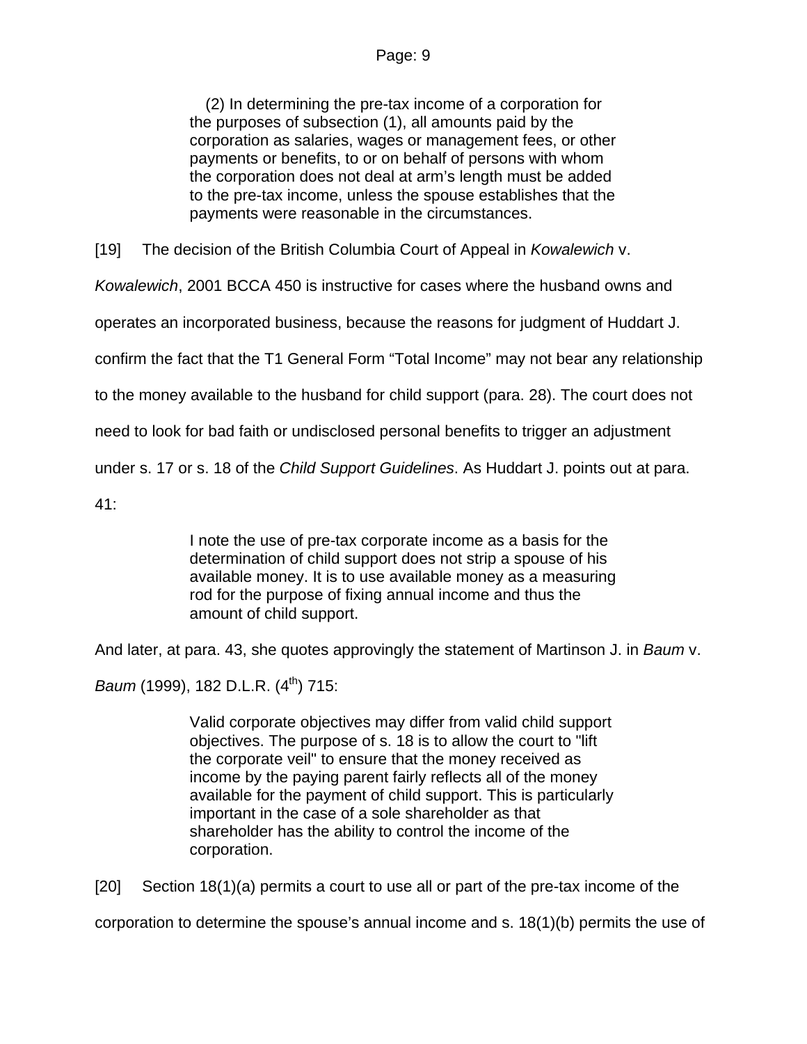> (2) In determining the pre-tax income of a corporation for the purposes of subsection (1), all amounts paid by the corporation as salaries, wages or management fees, or other payments or benefits, to or on behalf of persons with whom the corporation does not deal at arm's length must be added to the pre-tax income, unless the spouse establishes that the payments were reasonable in the circumstances.

[19] The decision of the British Columbia Court of Appeal in *Kowalewich* v. *Kowalewich*, 2001 BCCA 450 is instructive for cases where the husband owns and operates an incorporated business, because the reasons for judgment of Huddart J. confirm the fact that the T1 General Form "Total Income" may not bear any relationship to the money available to the husband for child support (para. 28). The court does not need to look for bad faith or undisclosed personal benefits to trigger an adjustment under s. 17 or s. 18 of the *Child Support Guidelines*. As Huddart J. points out at para. 41:

> I note the use of pre-tax corporate income as a basis for the determination of child support does not strip a spouse of his available money. It is to use available money as a measuring rod for the purpose of fixing annual income and thus the amount of child support.

And later, at para. 43, she quotes approvingly the statement of Martinson J. in *Baum* v. *Baum* (1999), 182 D.L.R. (4th) 715:

> Valid corporate objectives may differ from valid child support objectives. The purpose of s. 18 is to allow the court to "lift the corporate veil" to ensure that the money received as income by the paying parent fairly reflects all of the money available for the payment of child support. This is particularly important in the case of a sole shareholder as that shareholder has the ability to control the income of the corporation.

[20] Section 18(1)(a) permits a court to use all or part of the pre-tax income of the corporation to determine the spouse's annual income and s. 18(1)(b) permits the use of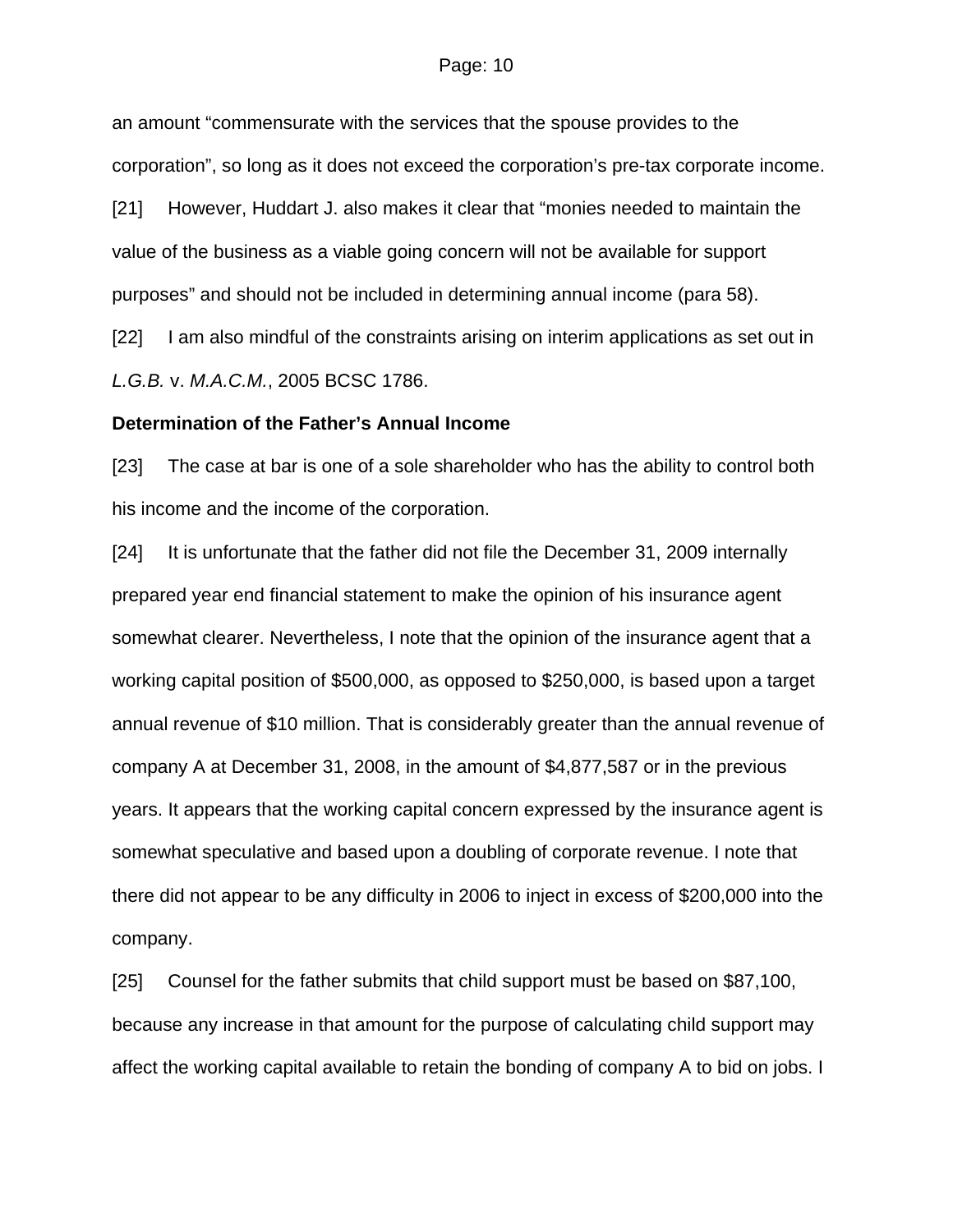an amount "commensurate with the services that the spouse provides to the corporation", so long as it does not exceed the corporation's pre-tax corporate income.

[21] However, Huddart J. also makes it clear that "monies needed to maintain the value of the business as a viable going concern will not be available for support purposes" and should not be included in determining annual income (para 58).

[22] I am also mindful of the constraints arising on interim applications as set out in *L.G.B.* v. *M.A.C.M.*, 2005 BCSC 1786.

**Determination of the Father's Annual Income**

[23] The case at bar is one of a sole shareholder who has the ability to control both his income and the income of the corporation.

[24] It is unfortunate that the father did not file the December 31, 2009 internally prepared year end financial statement to make the opinion of his insurance agent somewhat clearer. Nevertheless, I note that the opinion of the insurance agent that a working capital position of $500,000, as opposed to $250,000, is based upon a target annual revenue of $10 million. That is considerably greater than the annual revenue of company A at December 31, 2008, in the amount of $4,877,587 or in the previous years. It appears that the working capital concern expressed by the insurance agent is somewhat speculative and based upon a doubling of corporate revenue. I note that there did not appear to be any difficulty in 2006 to inject in excess of $200,000 into the company.

[25] Counsel for the father submits that child support must be based on $87,100, because any increase in that amount for the purpose of calculating child support may affect the working capital available to retain the bonding of company A to bid on jobs. I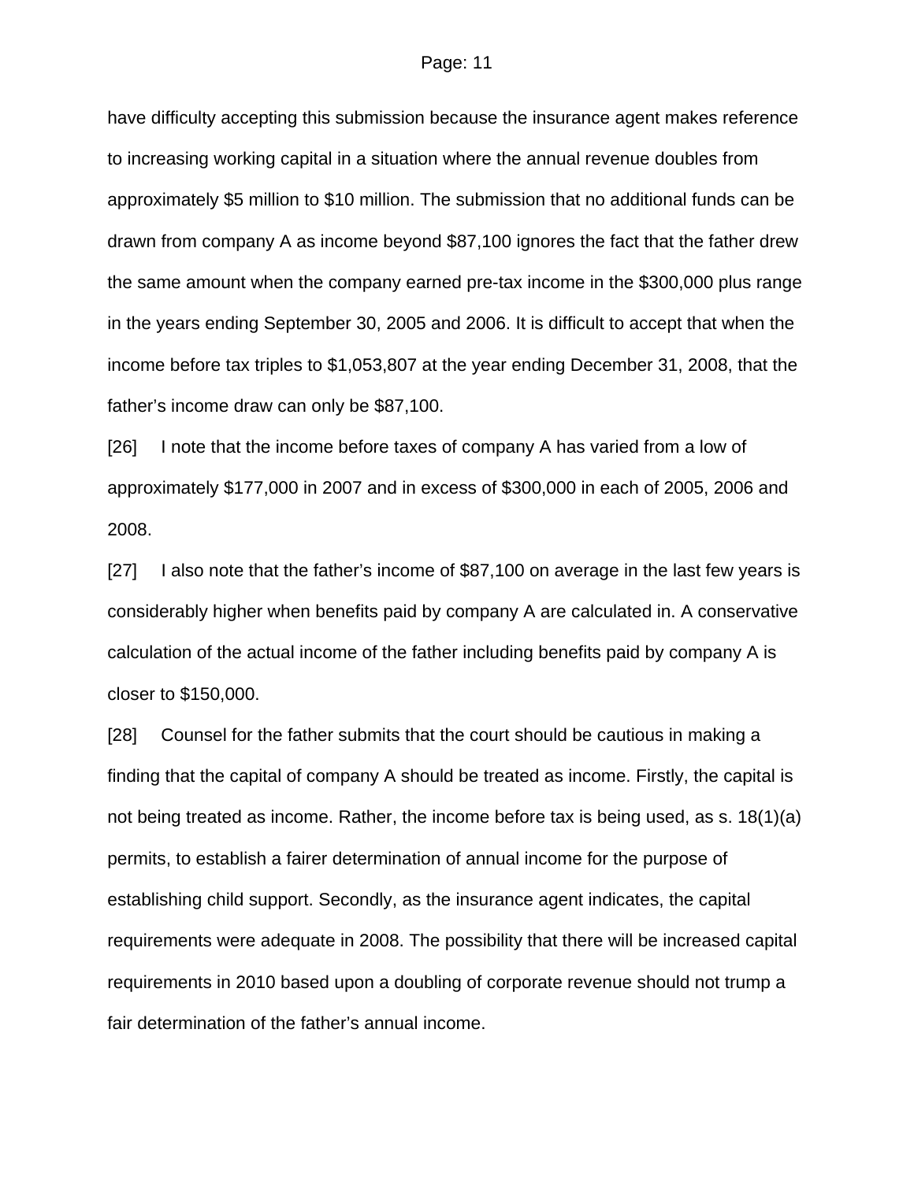have difficulty accepting this submission because the insurance agent makes reference to increasing working capital in a situation where the annual revenue doubles from approximately $5 million to $10 million. The submission that no additional funds can be drawn from company A as income beyond $87,100 ignores the fact that the father drew the same amount when the company earned pre-tax income in the $300,000 plus range in the years ending September 30, 2005 and 2006. It is difficult to accept that when the income before tax triples to $1,053,807 at the year ending December 31, 2008, that the father's income draw can only be $87,100.

[26] I note that the income before taxes of company A has varied from a low of approximately $177,000 in 2007 and in excess of $300,000 in each of 2005, 2006 and 2008.

[27] I also note that the father's income of $87,100 on average in the last few years is considerably higher when benefits paid by company A are calculated in. A conservative calculation of the actual income of the father including benefits paid by company A is closer to $150,000.

[28] Counsel for the father submits that the court should be cautious in making a finding that the capital of company A should be treated as income. Firstly, the capital is not being treated as income. Rather, the income before tax is being used, as s. 18(1)(a) permits, to establish a fairer determination of annual income for the purpose of establishing child support. Secondly, as the insurance agent indicates, the capital requirements were adequate in 2008. The possibility that there will be increased capital requirements in 2010 based upon a doubling of corporate revenue should not trump a fair determination of the father's annual income.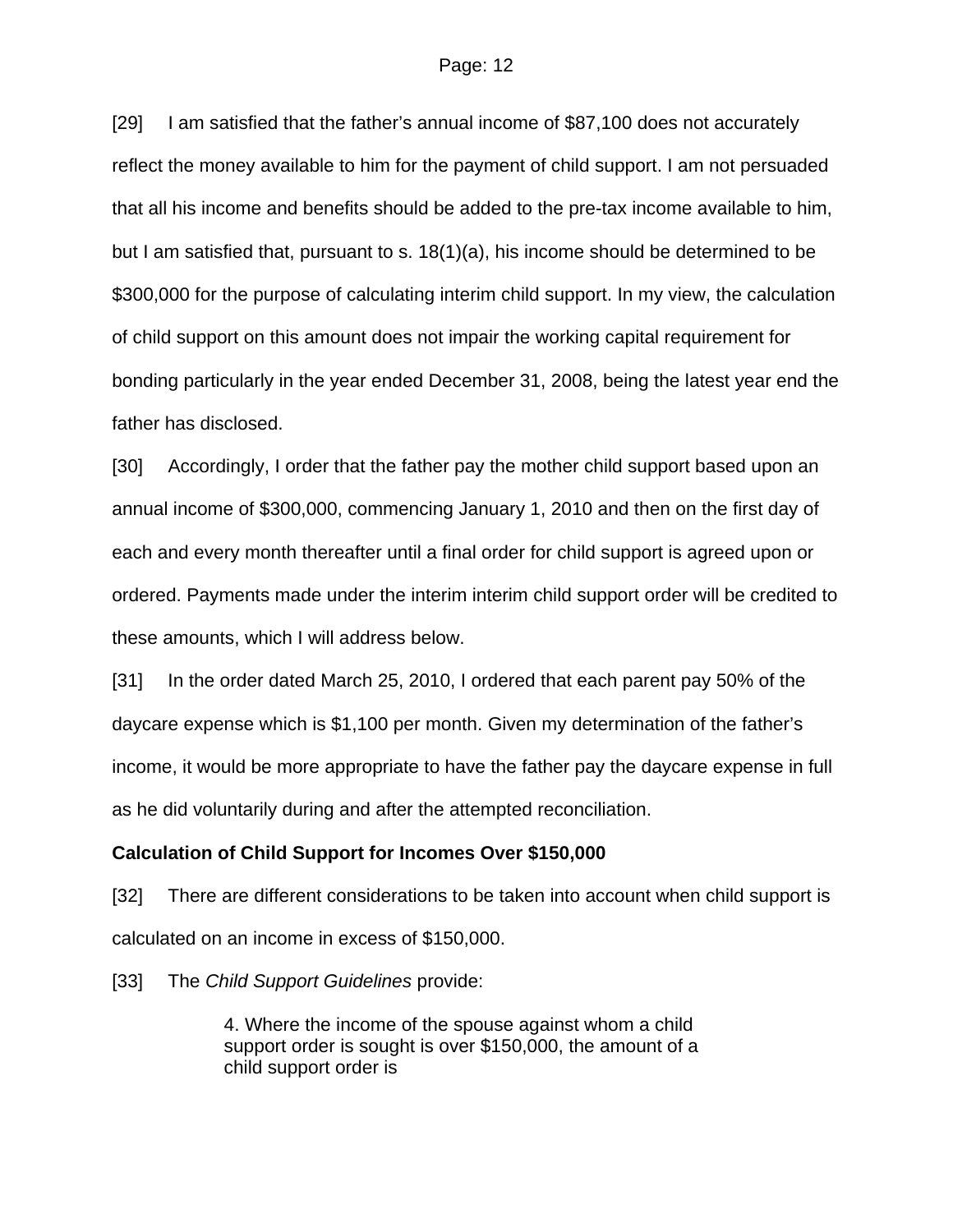[29] I am satisfied that the father's annual income of $87,100 does not accurately reflect the money available to him for the payment of child support. I am not persuaded that all his income and benefits should be added to the pre-tax income available to him, but I am satisfied that, pursuant to s. 18(1)(a), his income should be determined to be $300,000 for the purpose of calculating interim child support. In my view, the calculation of child support on this amount does not impair the working capital requirement for bonding particularly in the year ended December 31, 2008, being the latest year end the father has disclosed.

[30] Accordingly, I order that the father pay the mother child support based upon an annual income of $300,000, commencing January 1, 2010 and then on the first day of each and every month thereafter until a final order for child support is agreed upon or ordered. Payments made under the interim interim child support order will be credited to these amounts, which I will address below.

[31] In the order dated March 25, 2010, I ordered that each parent pay 50% of the daycare expense which is $1,100 per month. Given my determination of the father's income, it would be more appropriate to have the father pay the daycare expense in full as he did voluntarily during and after the attempted reconciliation.

**Calculation of Child Support for Incomes Over $150,000**

[32] There are different considerations to be taken into account when child support is calculated on an income in excess of $150,000.

[33] The *Child Support Guidelines* provide:

> 4. Where the income of the spouse against whom a child support order is sought is over $150,000, the amount of a child support order is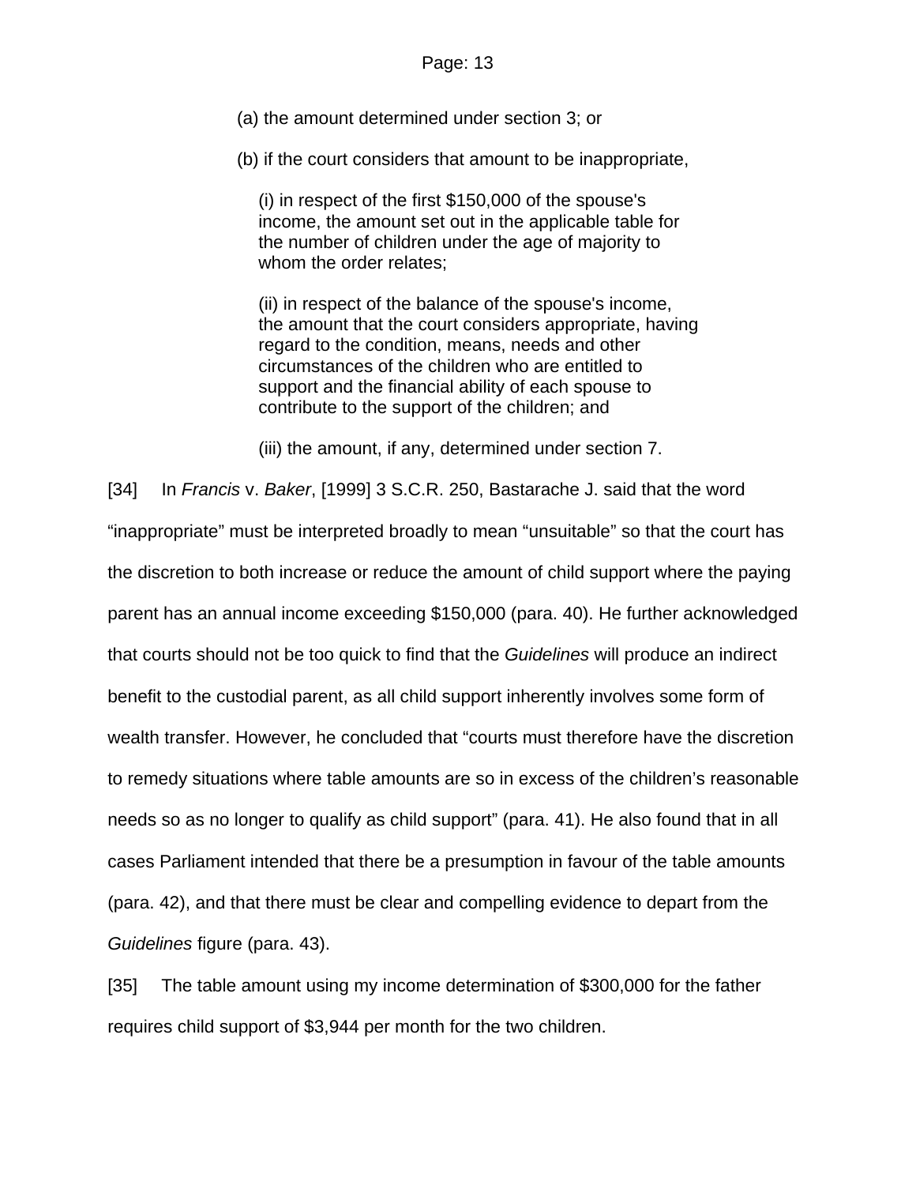(a) the amount determined under section 3; or

(b) if the court considers that amount to be inappropriate,

(i) in respect of the first $150,000 of the spouse's income, the amount set out in the applicable table for the number of children under the age of majority to whom the order relates;

(ii) in respect of the balance of the spouse's income, the amount that the court considers appropriate, having regard to the condition, means, needs and other circumstances of the children who are entitled to support and the financial ability of each spouse to contribute to the support of the children; and

(iii) the amount, if any, determined under section 7.

[34] In *Francis* v. *Baker*, [1999] 3 S.C.R. 250, Bastarache J. said that the word "inappropriate" must be interpreted broadly to mean "unsuitable" so that the court has the discretion to both increase or reduce the amount of child support where the paying parent has an annual income exceeding $150,000 (para. 40). He further acknowledged that courts should not be too quick to find that the *Guidelines* will produce an indirect benefit to the custodial parent, as all child support inherently involves some form of wealth transfer. However, he concluded that "courts must therefore have the discretion to remedy situations where table amounts are so in excess of the children's reasonable needs so as no longer to qualify as child support" (para. 41). He also found that in all cases Parliament intended that there be a presumption in favour of the table amounts (para. 42), and that there must be clear and compelling evidence to depart from the *Guidelines* figure (para. 43).

[35] The table amount using my income determination of $300,000 for the father requires child support of $3,944 per month for the two children.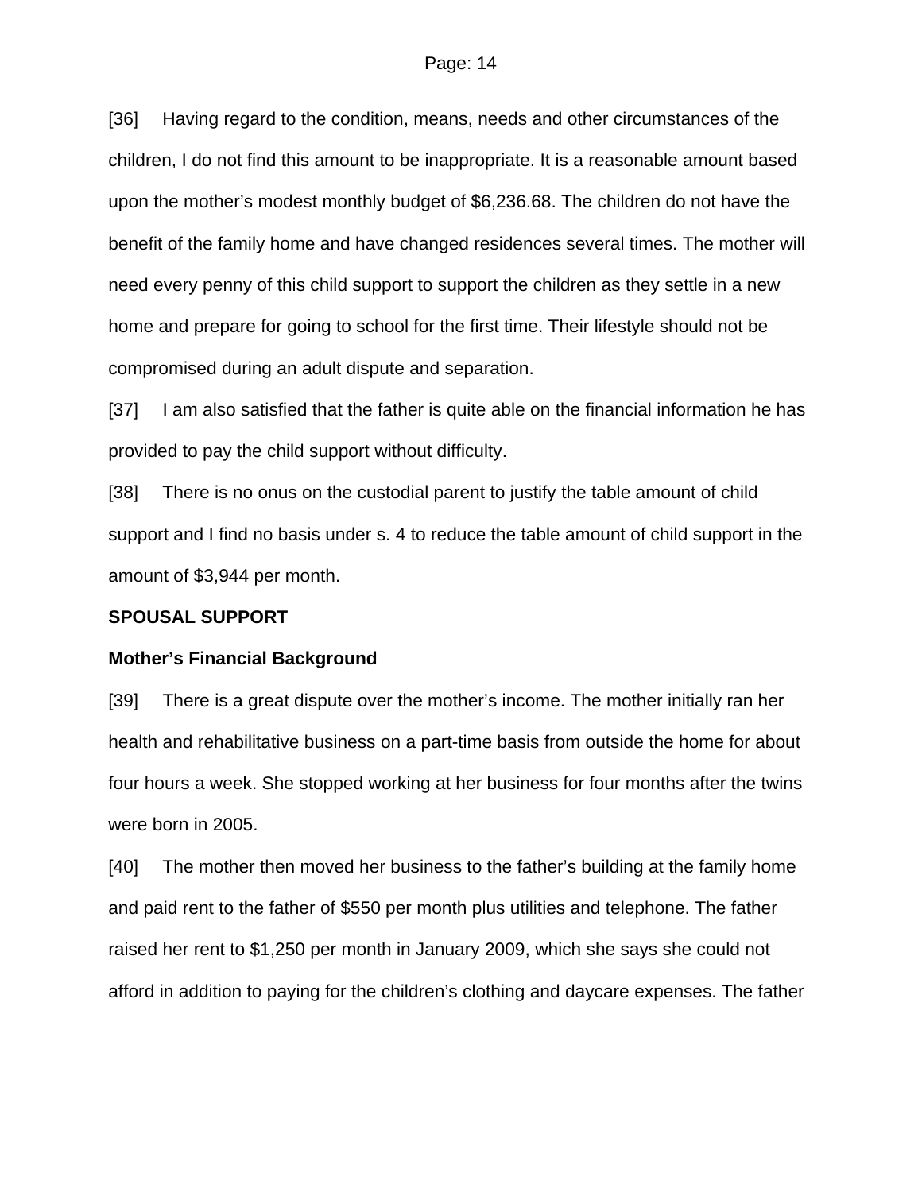[36] Having regard to the condition, means, needs and other circumstances of the children, I do not find this amount to be inappropriate. It is a reasonable amount based upon the mother's modest monthly budget of $6,236.68. The children do not have the benefit of the family home and have changed residences several times. The mother will need every penny of this child support to support the children as they settle in a new home and prepare for going to school for the first time. Their lifestyle should not be compromised during an adult dispute and separation.

[37] I am also satisfied that the father is quite able on the financial information he has provided to pay the child support without difficulty.

[38] There is no onus on the custodial parent to justify the table amount of child support and I find no basis under s. 4 to reduce the table amount of child support in the amount of $3,944 per month.

**SPOUSAL SUPPORT**

**Mother's Financial Background**

[39] There is a great dispute over the mother's income. The mother initially ran her health and rehabilitative business on a part-time basis from outside the home for about four hours a week. She stopped working at her business for four months after the twins were born in 2005.

[40] The mother then moved her business to the father's building at the family home and paid rent to the father of $550 per month plus utilities and telephone. The father raised her rent to $1,250 per month in January 2009, which she says she could not afford in addition to paying for the children's clothing and daycare expenses. The father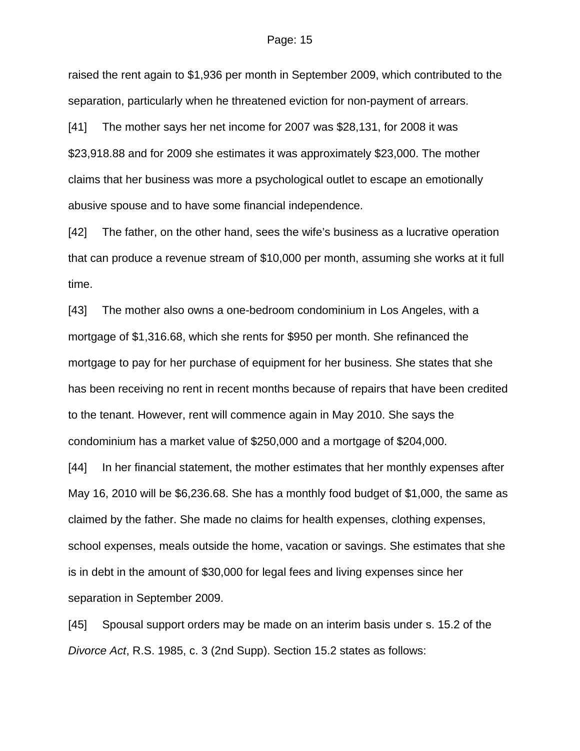raised the rent again to $1,936 per month in September 2009, which contributed to the separation, particularly when he threatened eviction for non-payment of arrears.

[41] The mother says her net income for 2007 was $28,131, for 2008 it was $23,918.88 and for 2009 she estimates it was approximately $23,000. The mother claims that her business was more a psychological outlet to escape an emotionally abusive spouse and to have some financial independence.

[42] The father, on the other hand, sees the wife's business as a lucrative operation that can produce a revenue stream of $10,000 per month, assuming she works at it full time.

[43] The mother also owns a one-bedroom condominium in Los Angeles, with a mortgage of $1,316.68, which she rents for $950 per month. She refinanced the mortgage to pay for her purchase of equipment for her business. She states that she has been receiving no rent in recent months because of repairs that have been credited to the tenant. However, rent will commence again in May 2010. She says the condominium has a market value of $250,000 and a mortgage of $204,000.

[44] In her financial statement, the mother estimates that her monthly expenses after May 16, 2010 will be $6,236.68. She has a monthly food budget of $1,000, the same as claimed by the father. She made no claims for health expenses, clothing expenses, school expenses, meals outside the home, vacation or savings. She estimates that she is in debt in the amount of $30,000 for legal fees and living expenses since her separation in September 2009.

[45] Spousal support orders may be made on an interim basis under s. 15.2 of the *Divorce Act*, R.S. 1985, c. 3 (2nd Supp). Section 15.2 states as follows: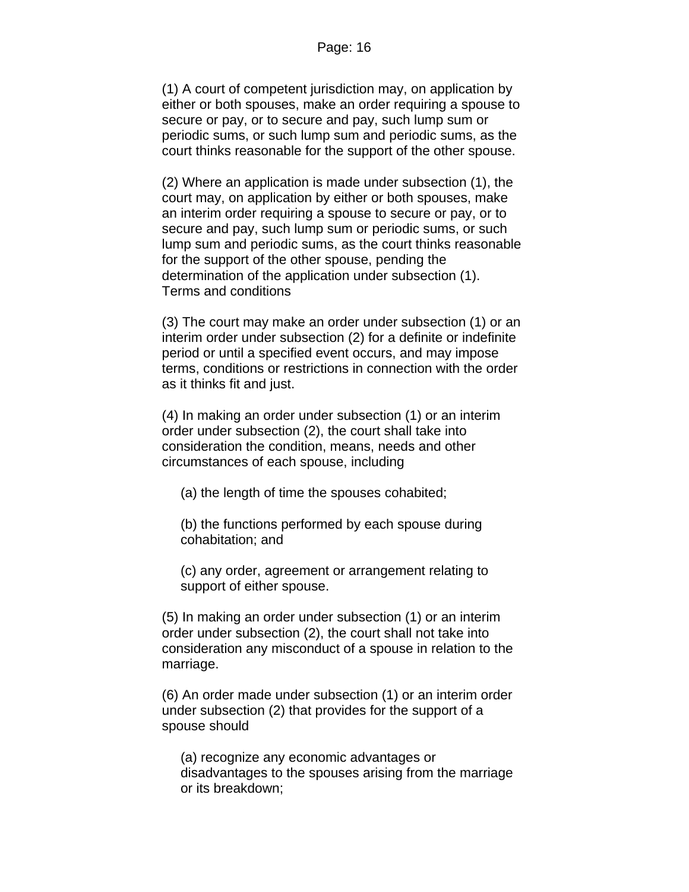(1) A court of competent jurisdiction may, on application by either or both spouses, make an order requiring a spouse to secure or pay, or to secure and pay, such lump sum or periodic sums, or such lump sum and periodic sums, as the court thinks reasonable for the support of the other spouse.

(2) Where an application is made under subsection (1), the court may, on application by either or both spouses, make an interim order requiring a spouse to secure or pay, or to secure and pay, such lump sum or periodic sums, or such lump sum and periodic sums, as the court thinks reasonable for the support of the other spouse, pending the determination of the application under subsection (1).
Terms and conditions

(3) The court may make an order under subsection (1) or an interim order under subsection (2) for a definite or indefinite period or until a specified event occurs, and may impose terms, conditions or restrictions in connection with the order as it thinks fit and just.

(4) In making an order under subsection (1) or an interim order under subsection (2), the court shall take into consideration the condition, means, needs and other circumstances of each spouse, including

> (a) the length of time the spouses cohabited;
>
> (b) the functions performed by each spouse during cohabitation; and
>
> (c) any order, agreement or arrangement relating to support of either spouse.

(5) In making an order under subsection (1) or an interim order under subsection (2), the court shall not take into consideration any misconduct of a spouse in relation to the marriage.

(6) An order made under subsection (1) or an interim order under subsection (2) that provides for the support of a spouse should

> (a) recognize any economic advantages or disadvantages to the spouses arising from the marriage or its breakdown;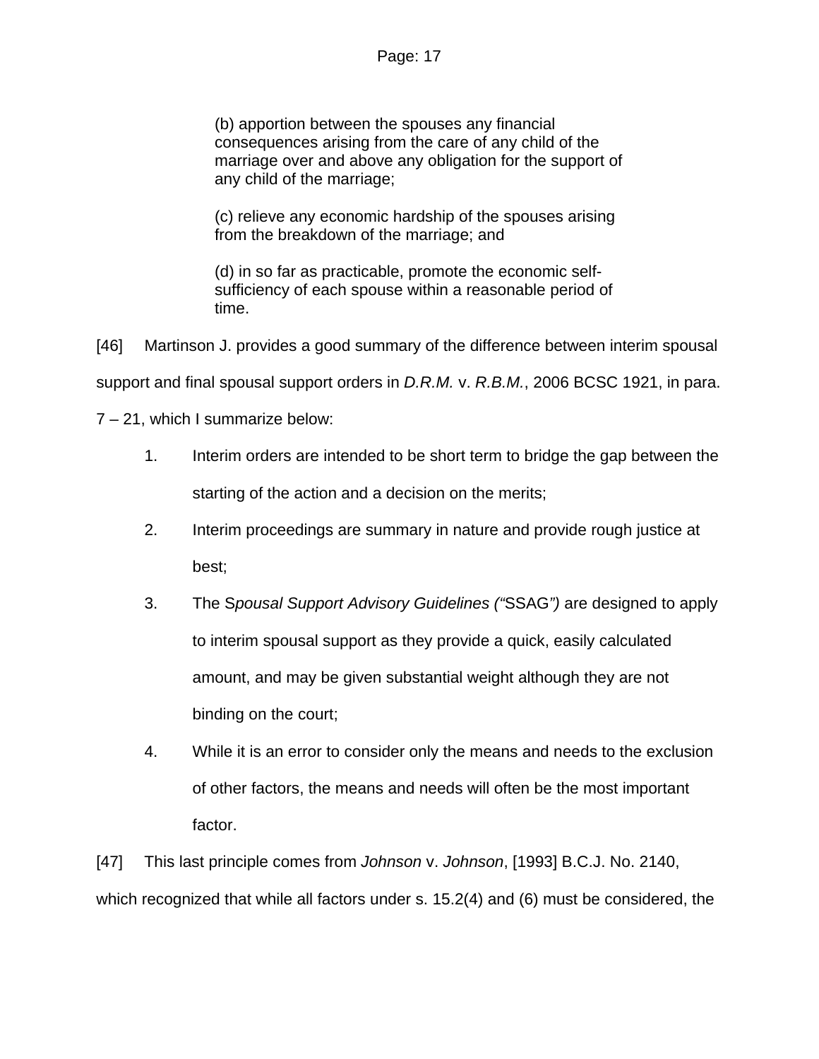> (b) apportion between the spouses any financial consequences arising from the care of any child of the marriage over and above any obligation for the support of any child of the marriage;
>
> (c) relieve any economic hardship of the spouses arising from the breakdown of the marriage; and
>
> (d) in so far as practicable, promote the economic self-sufficiency of each spouse within a reasonable period of time.

[46] Martinson J. provides a good summary of the difference between interim spousal support and final spousal support orders in *D.R.M.* v. *R.B.M.*, 2006 BCSC 1921, in para. 7 – 21, which I summarize below:

1. Interim orders are intended to be short term to bridge the gap between the starting of the action and a decision on the merits;
2. Interim proceedings are summary in nature and provide rough justice at best;
3. The *Spousal Support Advisory Guidelines ("*SSAG*")* are designed to apply to interim spousal support as they provide a quick, easily calculated amount, and may be given substantial weight although they are not binding on the court;
4. While it is an error to consider only the means and needs to the exclusion of other factors, the means and needs will often be the most important factor.

[47] This last principle comes from *Johnson* v. *Johnson*, [1993] B.C.J. No. 2140, which recognized that while all factors under s. 15.2(4) and (6) must be considered, the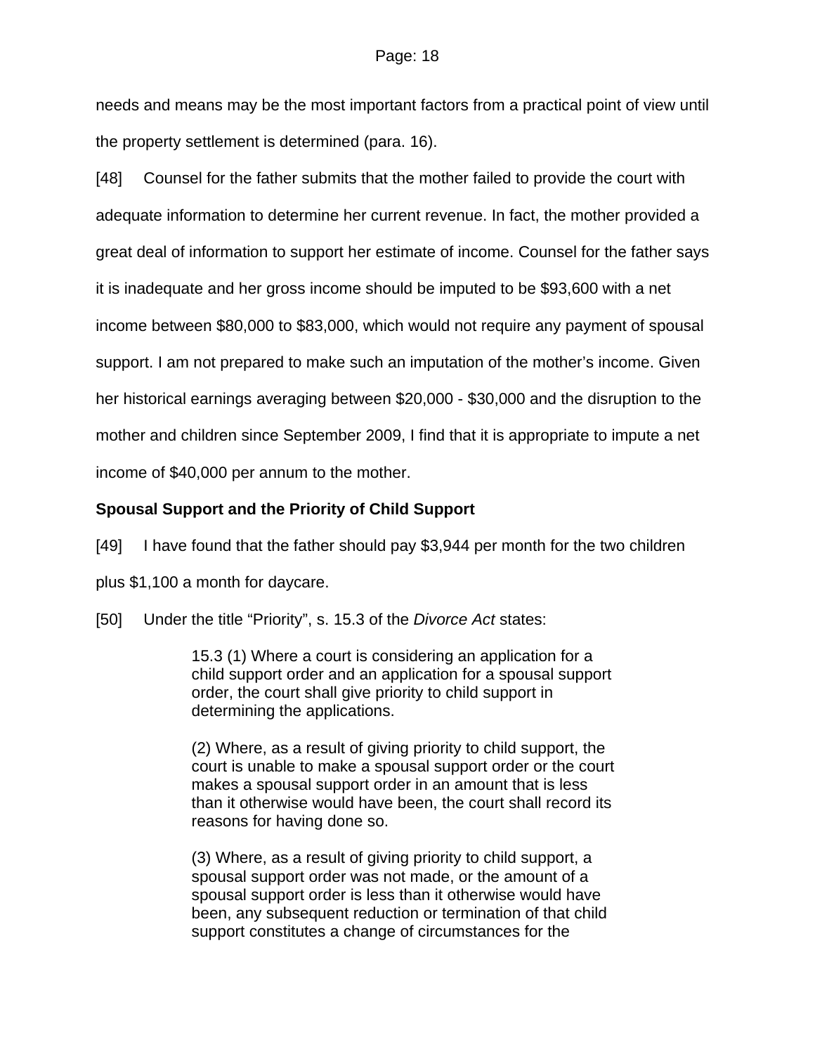needs and means may be the most important factors from a practical point of view until the property settlement is determined (para. 16).

[48] Counsel for the father submits that the mother failed to provide the court with adequate information to determine her current revenue. In fact, the mother provided a great deal of information to support her estimate of income. Counsel for the father says it is inadequate and her gross income should be imputed to be $93,600 with a net income between $80,000 to $83,000, which would not require any payment of spousal support. I am not prepared to make such an imputation of the mother's income. Given her historical earnings averaging between $20,000 - $30,000 and the disruption to the mother and children since September 2009, I find that it is appropriate to impute a net income of $40,000 per annum to the mother.

**Spousal Support and the Priority of Child Support**

[49] I have found that the father should pay $3,944 per month for the two children plus $1,100 a month for daycare.

[50] Under the title "Priority", s. 15.3 of the *Divorce Act* states:

> 15.3 (1) Where a court is considering an application for a child support order and an application for a spousal support order, the court shall give priority to child support in determining the applications.
>
> (2) Where, as a result of giving priority to child support, the court is unable to make a spousal support order or the court makes a spousal support order in an amount that is less than it otherwise would have been, the court shall record its reasons for having done so.
>
> (3) Where, as a result of giving priority to child support, a spousal support order was not made, or the amount of a spousal support order is less than it otherwise would have been, any subsequent reduction or termination of that child support constitutes a change of circumstances for the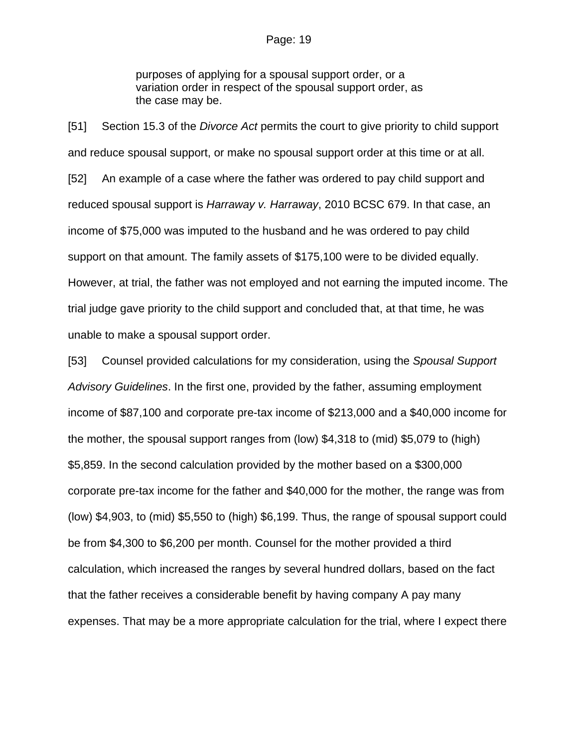> purposes of applying for a spousal support order, or a variation order in respect of the spousal support order, as the case may be.

[51] Section 15.3 of the *Divorce Act* permits the court to give priority to child support and reduce spousal support, or make no spousal support order at this time or at all.

[52] An example of a case where the father was ordered to pay child support and reduced spousal support is *Harraway v. Harraway*, 2010 BCSC 679. In that case, an income of $75,000 was imputed to the husband and he was ordered to pay child support on that amount. The family assets of $175,100 were to be divided equally. However, at trial, the father was not employed and not earning the imputed income. The trial judge gave priority to the child support and concluded that, at that time, he was unable to make a spousal support order.

[53] Counsel provided calculations for my consideration, using the *Spousal Support Advisory Guidelines*. In the first one, provided by the father, assuming employment income of $87,100 and corporate pre-tax income of $213,000 and a $40,000 income for the mother, the spousal support ranges from (low) $4,318 to (mid) $5,079 to (high) $5,859. In the second calculation provided by the mother based on a $300,000 corporate pre-tax income for the father and $40,000 for the mother, the range was from (low) $4,903, to (mid) $5,550 to (high) $6,199. Thus, the range of spousal support could be from $4,300 to $6,200 per month. Counsel for the mother provided a third calculation, which increased the ranges by several hundred dollars, based on the fact that the father receives a considerable benefit by having company A pay many expenses. That may be a more appropriate calculation for the trial, where I expect there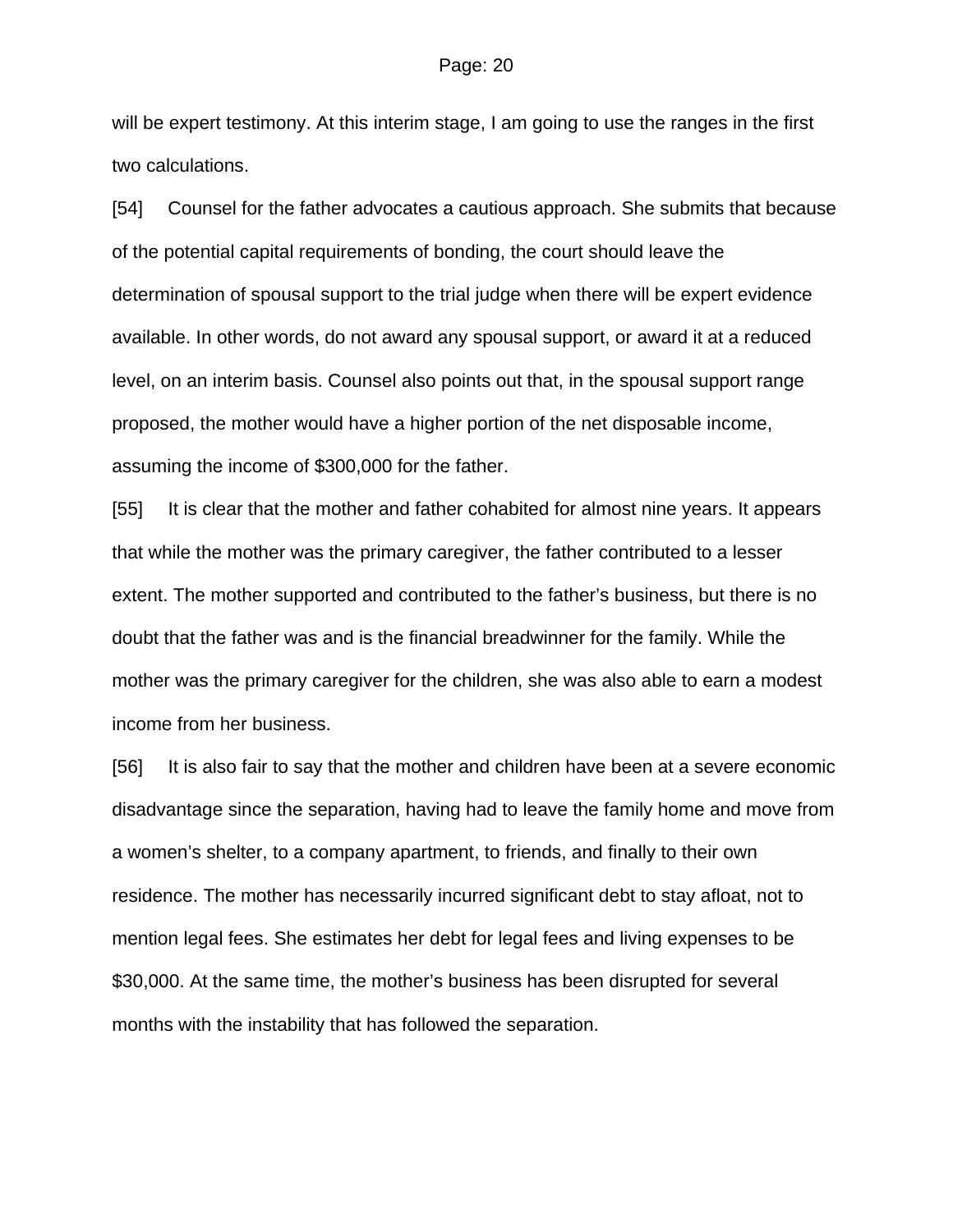will be expert testimony. At this interim stage, I am going to use the ranges in the first two calculations.

[54] Counsel for the father advocates a cautious approach. She submits that because of the potential capital requirements of bonding, the court should leave the determination of spousal support to the trial judge when there will be expert evidence available. In other words, do not award any spousal support, or award it at a reduced level, on an interim basis. Counsel also points out that, in the spousal support range proposed, the mother would have a higher portion of the net disposable income, assuming the income of $300,000 for the father.

[55] It is clear that the mother and father cohabited for almost nine years. It appears that while the mother was the primary caregiver, the father contributed to a lesser extent. The mother supported and contributed to the father's business, but there is no doubt that the father was and is the financial breadwinner for the family. While the mother was the primary caregiver for the children, she was also able to earn a modest income from her business.

[56] It is also fair to say that the mother and children have been at a severe economic disadvantage since the separation, having had to leave the family home and move from a women's shelter, to a company apartment, to friends, and finally to their own residence. The mother has necessarily incurred significant debt to stay afloat, not to mention legal fees. She estimates her debt for legal fees and living expenses to be $30,000. At the same time, the mother's business has been disrupted for several months with the instability that has followed the separation.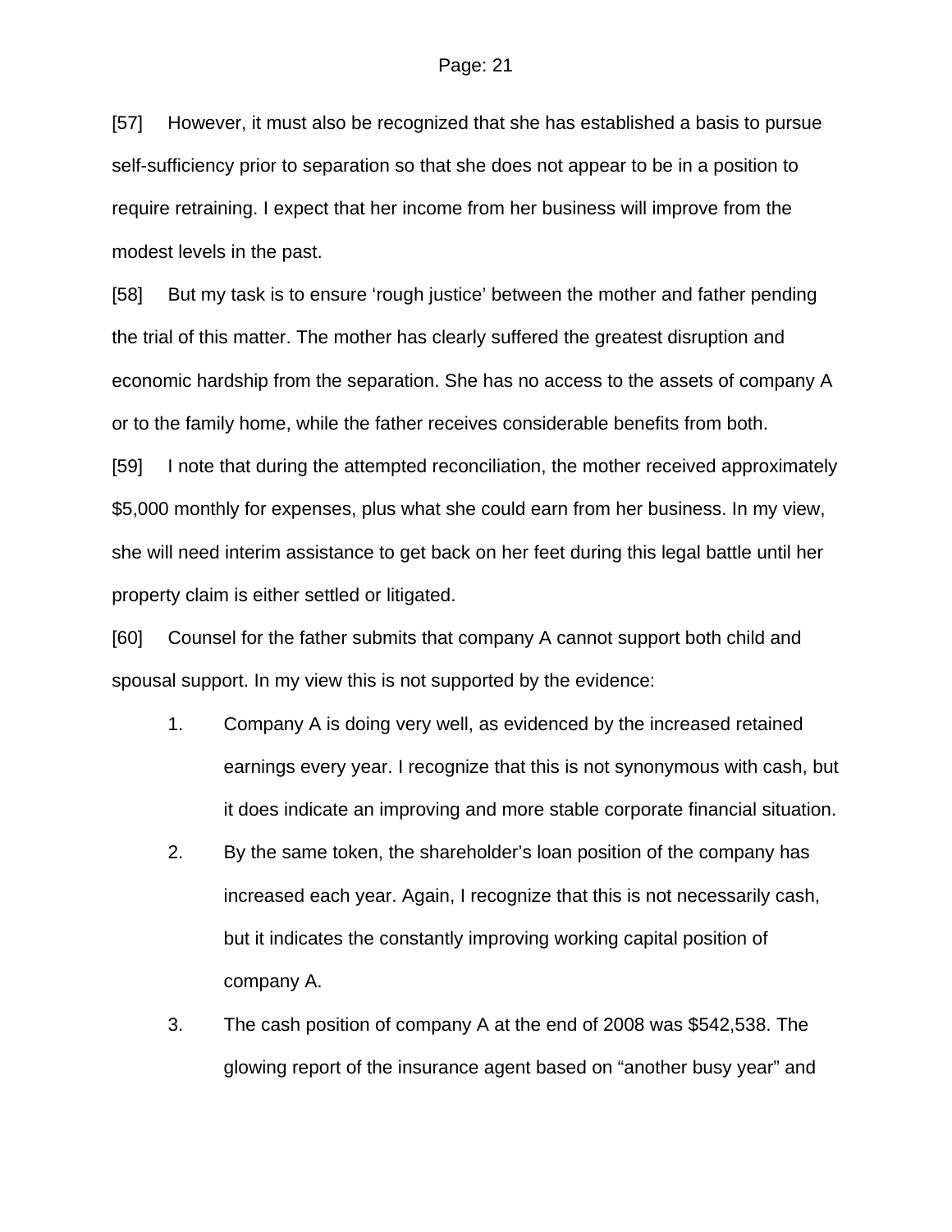[57] However, it must also be recognized that she has established a basis to pursue self-sufficiency prior to separation so that she does not appear to be in a position to require retraining. I expect that her income from her business will improve from the modest levels in the past.

[58] But my task is to ensure ‘rough justice’ between the mother and father pending the trial of this matter. The mother has clearly suffered the greatest disruption and economic hardship from the separation. She has no access to the assets of company A or to the family home, while the father receives considerable benefits from both.

[59] I note that during the attempted reconciliation, the mother received approximately $5,000 monthly for expenses, plus what she could earn from her business. In my view, she will need interim assistance to get back on her feet during this legal battle until her property claim is either settled or litigated.

[60] Counsel for the father submits that company A cannot support both child and spousal support. In my view this is not supported by the evidence:

1. Company A is doing very well, as evidenced by the increased retained earnings every year. I recognize that this is not synonymous with cash, but it does indicate an improving and more stable corporate financial situation.
2. By the same token, the shareholder’s loan position of the company has increased each year. Again, I recognize that this is not necessarily cash, but it indicates the constantly improving working capital position of company A.
3. The cash position of company A at the end of 2008 was $542,538. The glowing report of the insurance agent based on “another busy year” and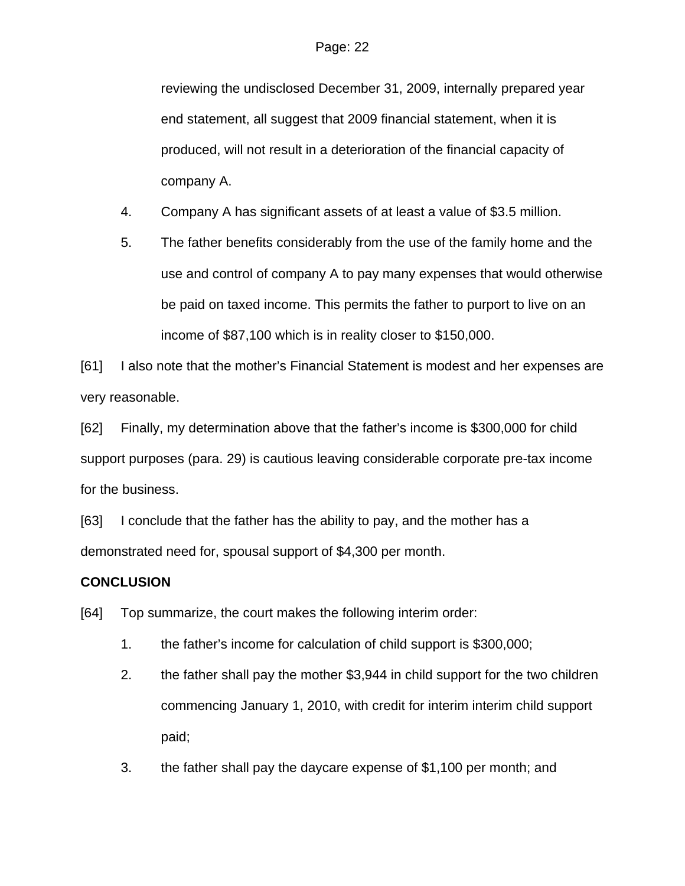reviewing the undisclosed December 31, 2009, internally prepared year end statement, all suggest that 2009 financial statement, when it is produced, will not result in a deterioration of the financial capacity of company A.

4. Company A has significant assets of at least a value of $3.5 million.

5. The father benefits considerably from the use of the family home and the use and control of company A to pay many expenses that would otherwise be paid on taxed income. This permits the father to purport to live on an income of $87,100 which is in reality closer to $150,000.

[61] I also note that the mother's Financial Statement is modest and her expenses are very reasonable.

[62] Finally, my determination above that the father's income is $300,000 for child support purposes (para. 29) is cautious leaving considerable corporate pre-tax income for the business.

[63] I conclude that the father has the ability to pay, and the mother has a demonstrated need for, spousal support of $4,300 per month.

**CONCLUSION**

[64] Top summarize, the court makes the following interim order:

1. the father's income for calculation of child support is $300,000;

2. the father shall pay the mother $3,944 in child support for the two children commencing January 1, 2010, with credit for interim interim child support paid;

3. the father shall pay the daycare expense of $1,100 per month; and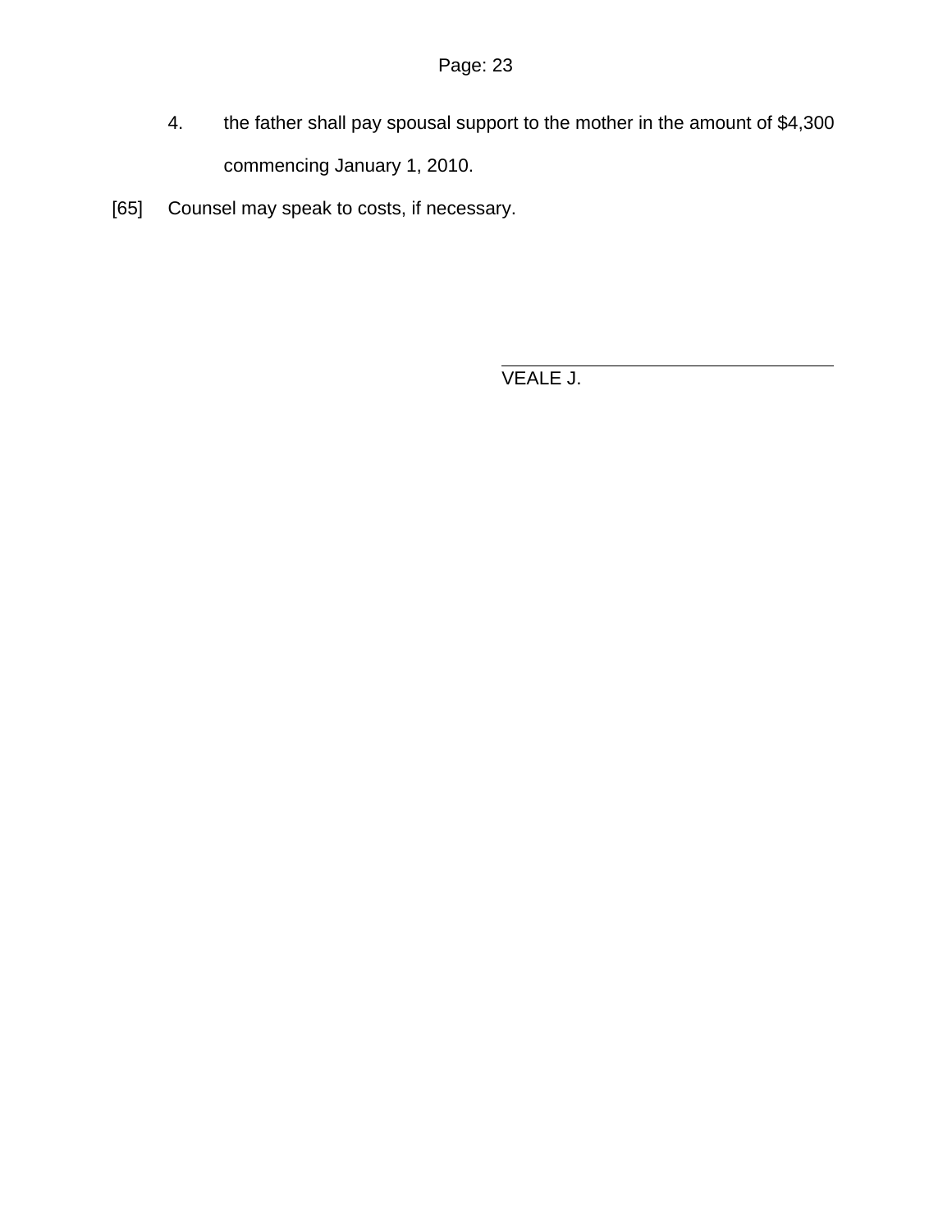4. the father shall pay spousal support to the mother in the amount of $4,300 commencing January 1, 2010.

[65] Counsel may speak to costs, if necessary.

______________________________
VEALE J.